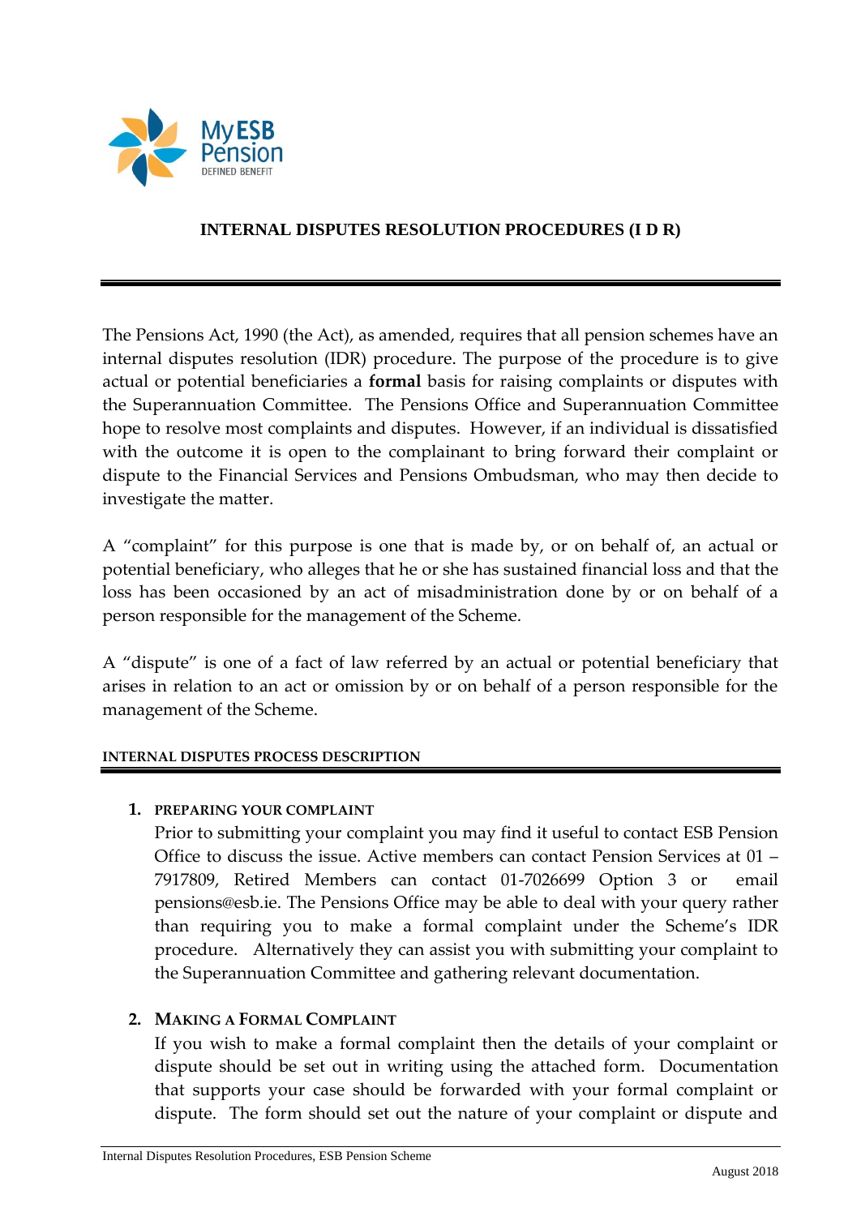MyESB Pension
DEFINED BENEFIT

# INTERNAL DISPUTES RESOLUTION PROCEDURES (I D R)

The Pensions Act, 1990 (the Act), as amended, requires that all pension schemes have an internal disputes resolution (IDR) procedure. The purpose of the procedure is to give actual or potential beneficiaries a **formal** basis for raising complaints or disputes with the Superannuation Committee. The Pensions Office and Superannuation Committee hope to resolve most complaints and disputes. However, if an individual is dissatisfied with the outcome it is open to the complainant to bring forward their complaint or dispute to the Financial Services and Pensions Ombudsman, who may then decide to investigate the matter.

A "complaint" for this purpose is one that is made by, or on behalf of, an actual or potential beneficiary, who alleges that he or she has sustained financial loss and that the loss has been occasioned by an act of misadministration done by or on behalf of a person responsible for the management of the Scheme.

A "dispute" is one of a fact of law referred by an actual or potential beneficiary that arises in relation to an act or omission by or on behalf of a person responsible for the management of the Scheme.

## INTERNAL DISPUTES PROCESS DESCRIPTION

1. **PREPARING YOUR COMPLAINT**
   Prior to submitting your complaint you may find it useful to contact ESB Pension Office to discuss the issue. Active members can contact Pension Services at 01 – 7917809, Retired Members can contact 01-7026699 Option 3 or email pensions@esb.ie. The Pensions Office may be able to deal with your query rather than requiring you to make a formal complaint under the Scheme's IDR procedure. Alternatively they can assist you with submitting your complaint to the Superannuation Committee and gathering relevant documentation.

2. **MAKING A FORMAL COMPLAINT**
   If you wish to make a formal complaint then the details of your complaint or dispute should be set out in writing using the attached form. Documentation that supports your case should be forwarded with your formal complaint or dispute. The form should set out the nature of your complaint or dispute and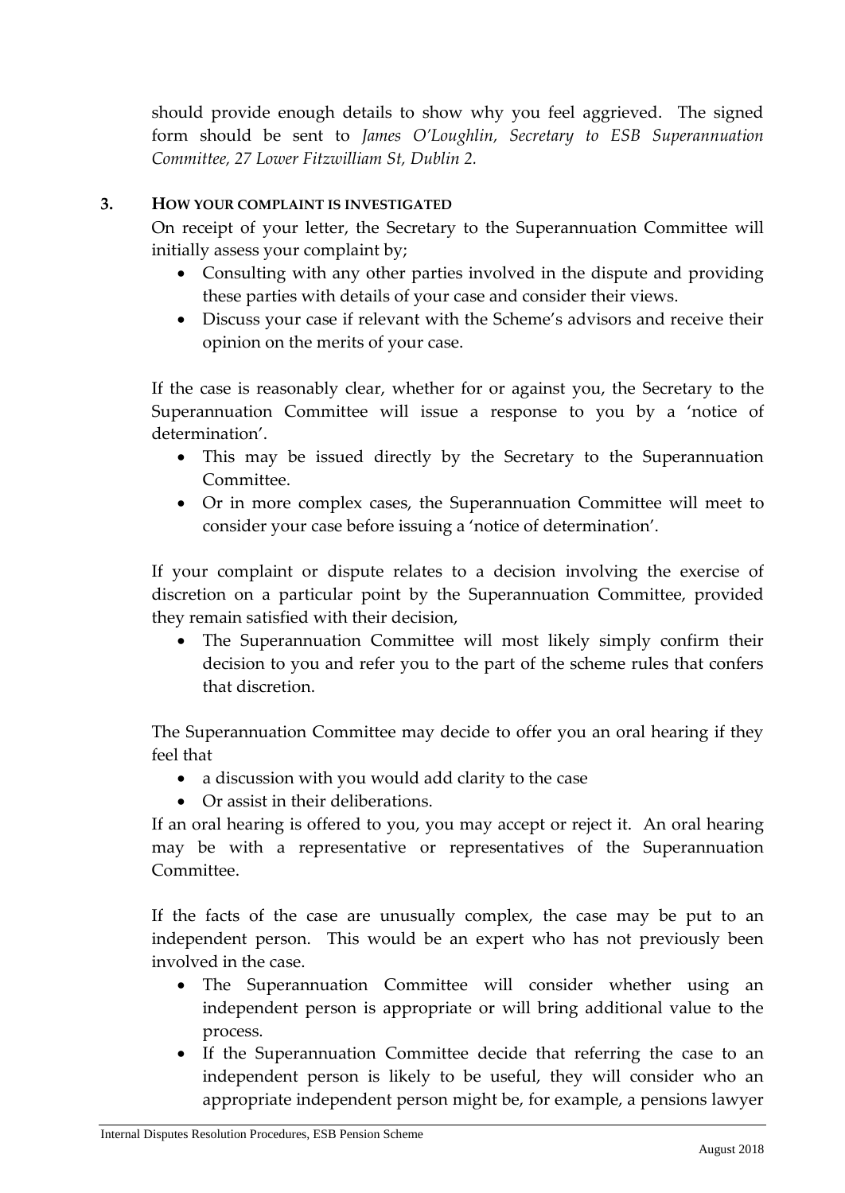should provide enough details to show why you feel aggrieved. The signed form should be sent to *James O'Loughlin, Secretary to ESB Superannuation Committee, 27 Lower Fitzwilliam St, Dublin 2.*

## 3. HOW YOUR COMPLAINT IS INVESTIGATED

On receipt of your letter, the Secretary to the Superannuation Committee will initially assess your complaint by;

- Consulting with any other parties involved in the dispute and providing these parties with details of your case and consider their views.
- Discuss your case if relevant with the Scheme's advisors and receive their opinion on the merits of your case.

If the case is reasonably clear, whether for or against you, the Secretary to the Superannuation Committee will issue a response to you by a 'notice of determination'.

- This may be issued directly by the Secretary to the Superannuation Committee.
- Or in more complex cases, the Superannuation Committee will meet to consider your case before issuing a 'notice of determination'.

If your complaint or dispute relates to a decision involving the exercise of discretion on a particular point by the Superannuation Committee, provided they remain satisfied with their decision,

- The Superannuation Committee will most likely simply confirm their decision to you and refer you to the part of the scheme rules that confers that discretion.

The Superannuation Committee may decide to offer you an oral hearing if they feel that

- a discussion with you would add clarity to the case
- Or assist in their deliberations.

If an oral hearing is offered to you, you may accept or reject it. An oral hearing may be with a representative or representatives of the Superannuation Committee.

If the facts of the case are unusually complex, the case may be put to an independent person. This would be an expert who has not previously been involved in the case.

- The Superannuation Committee will consider whether using an independent person is appropriate or will bring additional value to the process.
- If the Superannuation Committee decide that referring the case to an independent person is likely to be useful, they will consider who an appropriate independent person might be, for example, a pensions lawyer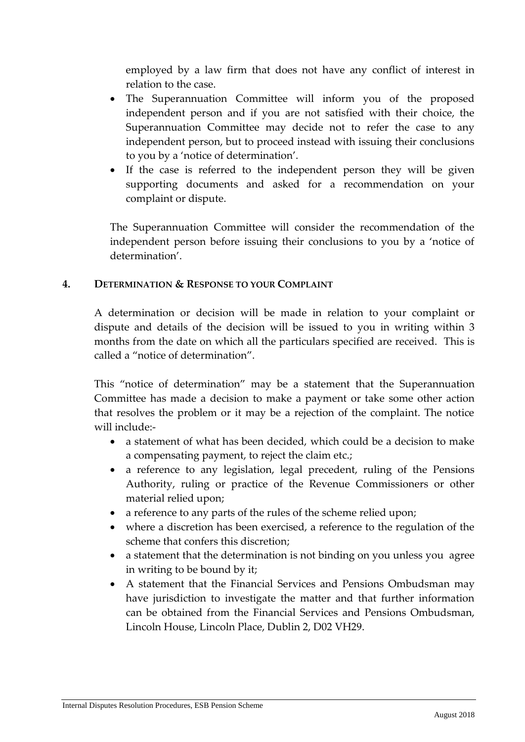employed by a law firm that does not have any conflict of interest in relation to the case.

- The Superannuation Committee will inform you of the proposed independent person and if you are not satisfied with their choice, the Superannuation Committee may decide not to refer the case to any independent person, but to proceed instead with issuing their conclusions to you by a 'notice of determination'.
- If the case is referred to the independent person they will be given supporting documents and asked for a recommendation on your complaint or dispute.

The Superannuation Committee will consider the recommendation of the independent person before issuing their conclusions to you by a 'notice of determination'.

## 4. DETERMINATION & RESPONSE TO YOUR COMPLAINT

A determination or decision will be made in relation to your complaint or dispute and details of the decision will be issued to you in writing within 3 months from the date on which all the particulars specified are received. This is called a "notice of determination".

This "notice of determination" may be a statement that the Superannuation Committee has made a decision to make a payment or take some other action that resolves the problem or it may be a rejection of the complaint. The notice will include:-

- a statement of what has been decided, which could be a decision to make a compensating payment, to reject the claim etc.;
- a reference to any legislation, legal precedent, ruling of the Pensions Authority, ruling or practice of the Revenue Commissioners or other material relied upon;
- a reference to any parts of the rules of the scheme relied upon;
- where a discretion has been exercised, a reference to the regulation of the scheme that confers this discretion;
- a statement that the determination is not binding on you unless you agree in writing to be bound by it;
- A statement that the Financial Services and Pensions Ombudsman may have jurisdiction to investigate the matter and that further information can be obtained from the Financial Services and Pensions Ombudsman, Lincoln House, Lincoln Place, Dublin 2, D02 VH29.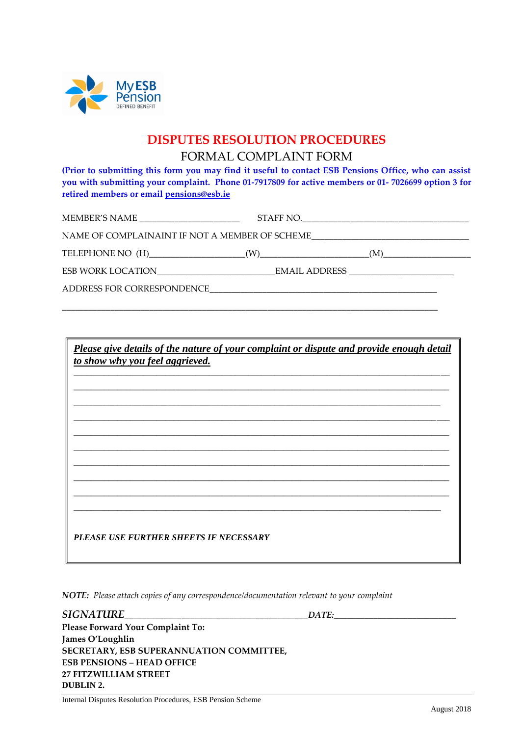# DISPUTES RESOLUTION PROCEDURES

## FORMAL COMPLAINT FORM

**(Prior to submitting this form you may find it useful to contact ESB Pensions Office, who can assist you with submitting your complaint. Phone 01-7917809 for active members or 01- 7026699 option 3 for retired members or email pensions@esb.ie**

MEMBER'S NAME _____________________ STAFF NO.___________________________________

NAME OF COMPLAINANT IF NOT A MEMBER OF SCHEME_________________________________

TELEPHONE NO (H)____________________(W)______________________(M)__________________

ESB WORK LOCATION_________________________EMAIL ADDRESS _____________________

ADDRESS FOR CORRESPONDENCE________________________________________________

________________________________________________________________________________

***Please give details of the nature of your complaint or dispute and provide enough detail to show why you feel aggrieved.***

________________________________________________________________________________

________________________________________________________________________________

________________________________________________________________________________

________________________________________________________________________________

________________________________________________________________________________

________________________________________________________________________________

________________________________________________________________________________

________________________________________________________________________________

________________________________________________________________________________

________________________________________________________________________________

***PLEASE USE FURTHER SHEETS IF NECESSARY***

***NOTE:*** *Please attach copies of any correspondence/documentation relevant to your complaint*

*SIGNATURE*______________________________________*DATE:*__________________________

**Please Forward Your Complaint To:**
**James O'Loughlin**
**SECRETARY, ESB SUPERANNUATION COMMITTEE,**
**ESB PENSIONS – HEAD OFFICE**
**27 FITZWILLIAM STREET**
**DUBLIN 2.**